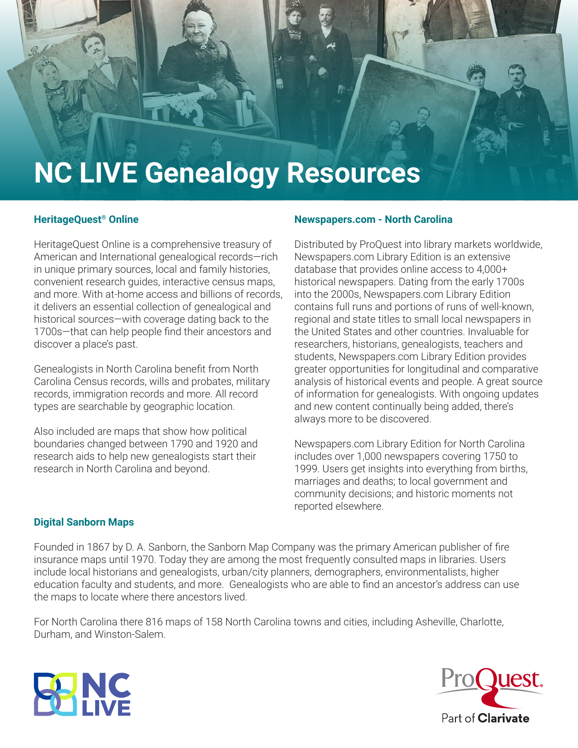# NC LIVE Genealogy Resources

## HeritageQuest® Online

HeritageQuest Online is a comprehensive treasury of American and International genealogical records—rich in unique primary sources, local and family histories, convenient research guides, interactive census maps, and more. With at-home access and billions of records, it delivers an essential collection of genealogical and historical sources—with coverage dating back to the 1700s—that can help people find their ancestors and discover a place's past.

Genealogists in North Carolina benefit from North Carolina Census records, wills and probates, military records, immigration records and more. All record types are searchable by geographic location.

Also included are maps that show how political boundaries changed between 1790 and 1920 and research aids to help new genealogists start their research in North Carolina and beyond.

## Newspapers.com - North Carolina

Distributed by ProQuest into library markets worldwide, Newspapers.com Library Edition is an extensive database that provides online access to 4,000+ historical newspapers. Dating from the early 1700s into the 2000s, Newspapers.com Library Edition contains full runs and portions of runs of well-known, regional and state titles to small local newspapers in the United States and other countries. Invaluable for researchers, historians, genealogists, teachers and students, Newspapers.com Library Edition provides greater opportunities for longitudinal and comparative analysis of historical events and people. A great source of information for genealogists. With ongoing updates and new content continually being added, there's always more to be discovered.

Newspapers.com Library Edition for North Carolina includes over 1,000 newspapers covering 1750 to 1999. Users get insights into everything from births, marriages and deaths; to local government and community decisions; and historic moments not reported elsewhere.

## Digital Sanborn Maps

Founded in 1867 by D. A. Sanborn, the Sanborn Map Company was the primary American publisher of fire insurance maps until 1970. Today they are among the most frequently consulted maps in libraries. Users include local historians and genealogists, urban/city planners, demographers, environmentalists, higher education faculty and students, and more. Genealogists who are able to find an ancestor's address can use the maps to locate where there ancestors lived.

For North Carolina there 816 maps of 158 North Carolina towns and cities, including Asheville, Charlotte, Durham, and Winston-Salem.

NC LIVE

ProQuest. Part of Clarivate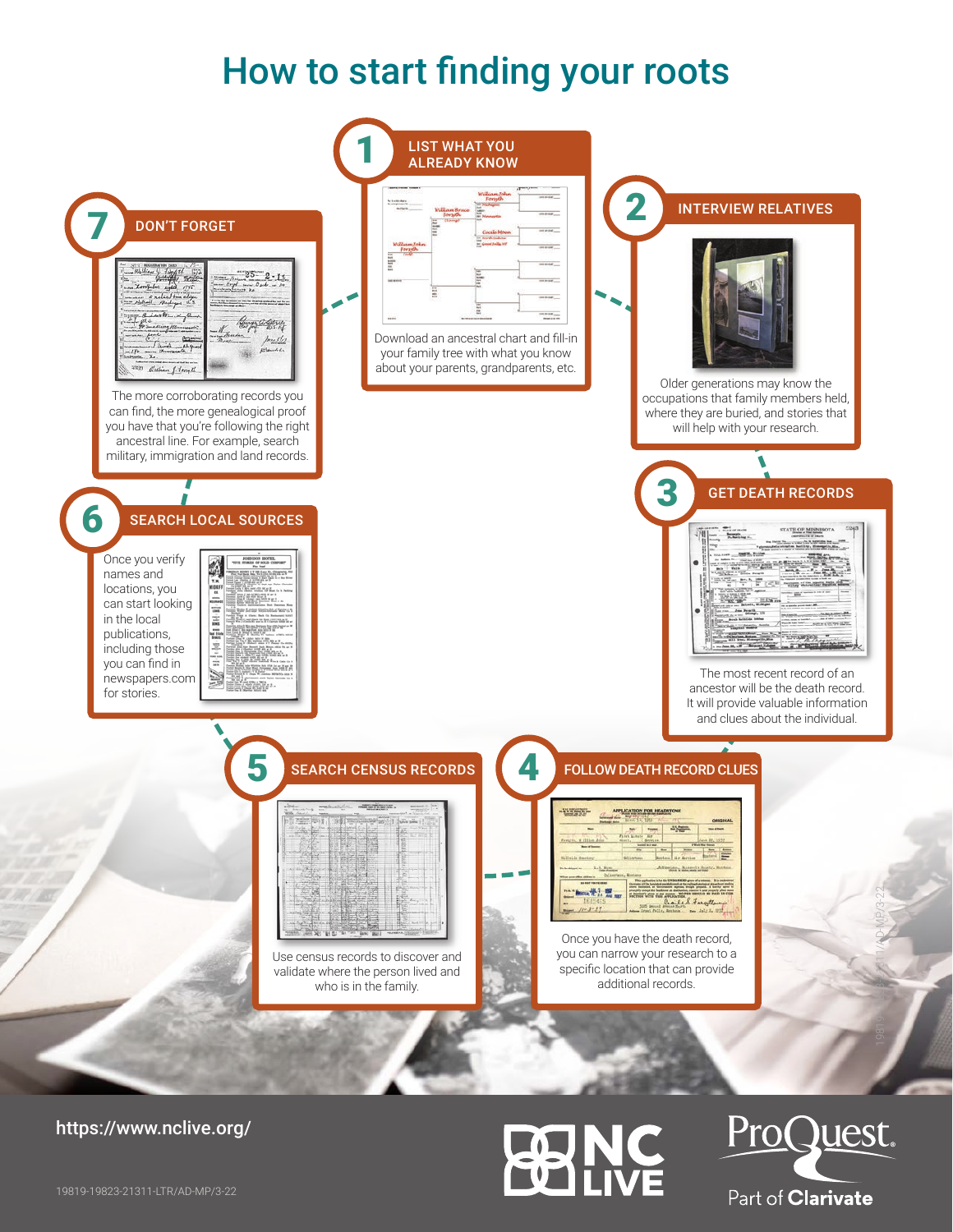# How to start finding your roots

## 1 LIST WHAT YOU ALREADY KNOW

Download an ancestral chart and fill-in your family tree with what you know about your parents, grandparents, etc.

## 2 INTERVIEW RELATIVES

Older generations may know the occupations that family members held, where they are buried, and stories that will help with your research.

## 3 GET DEATH RECORDS

The most recent record of an ancestor will be the death record. It will provide valuable information and clues about the individual.

## 4 FOLLOW DEATH RECORD CLUES

Once you have the death record, you can narrow your research to a specific location that can provide additional records.

## 5 SEARCH CENSUS RECORDS

Use census records to discover and validate where the person lived and who is in the family.

## 6 SEARCH LOCAL SOURCES

Once you verify names and locations, you can start looking in the local publications, including those you can find in newspapers.com for stories.

## 7 DON'T FORGET

The more corroborating records you can find, the more genealogical proof you have that you're following the right ancestral line. For example, search military, immigration and land records.

https://www.nclive.org/

NC LIVE

ProQuest. Part of Clarivate

19819-19823-21311-LTR/AD-MP/3-22